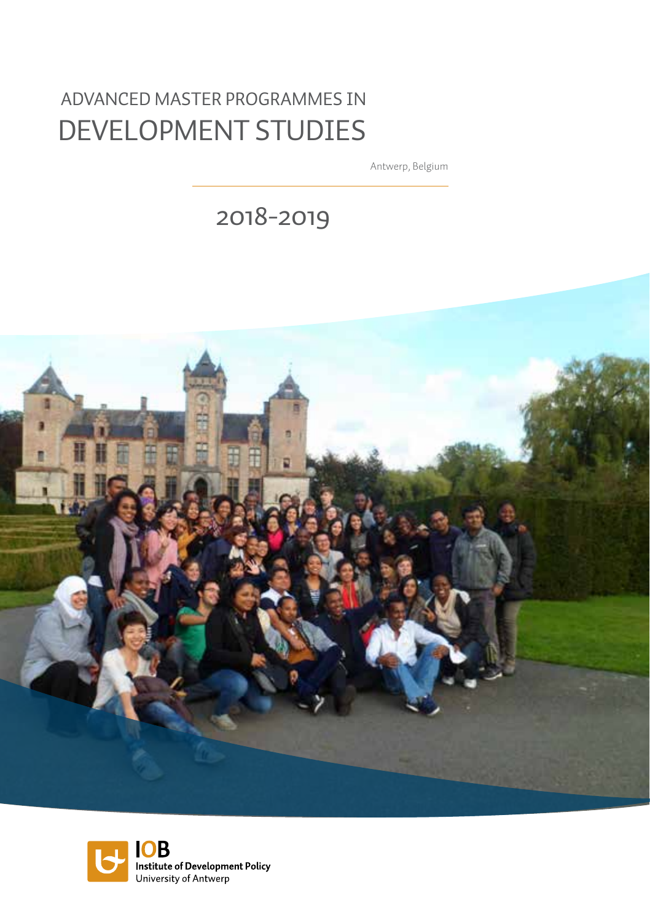# ADVANCED MASTER PROGRAMMES IN DEVELOPMENT STUDIES

Antwerp, Belgium

2018-2019

**IOB**
**Institute of Development Policy**
University of Antwerp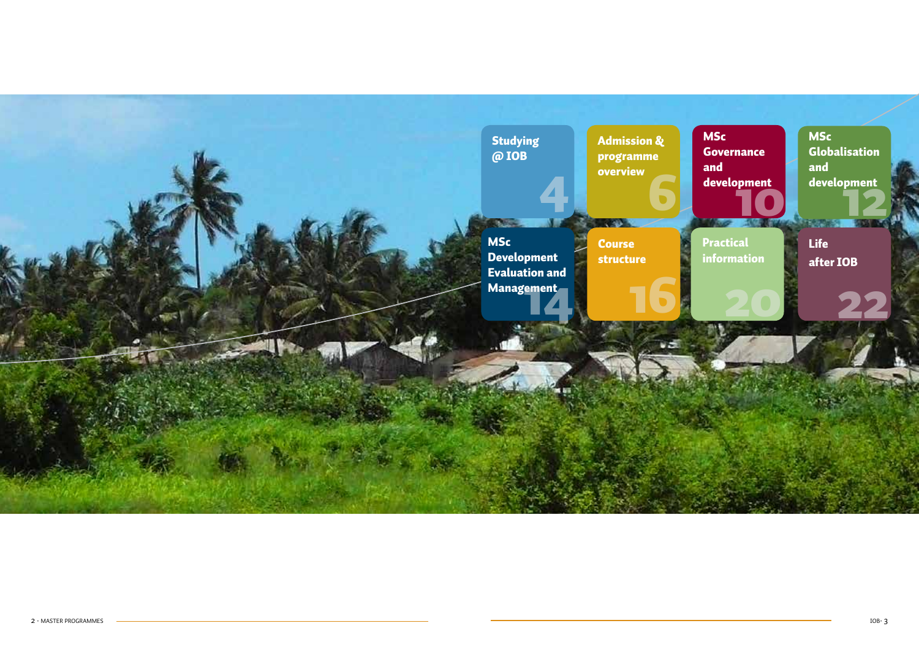Studying @ IOB 4

Admission & programme overview 6

MSc Governance and development 10

MSc Globalisation and development 12

MSc Development Evaluation and Management 14

Course structure 16

Practical information 20

Life after IOB 22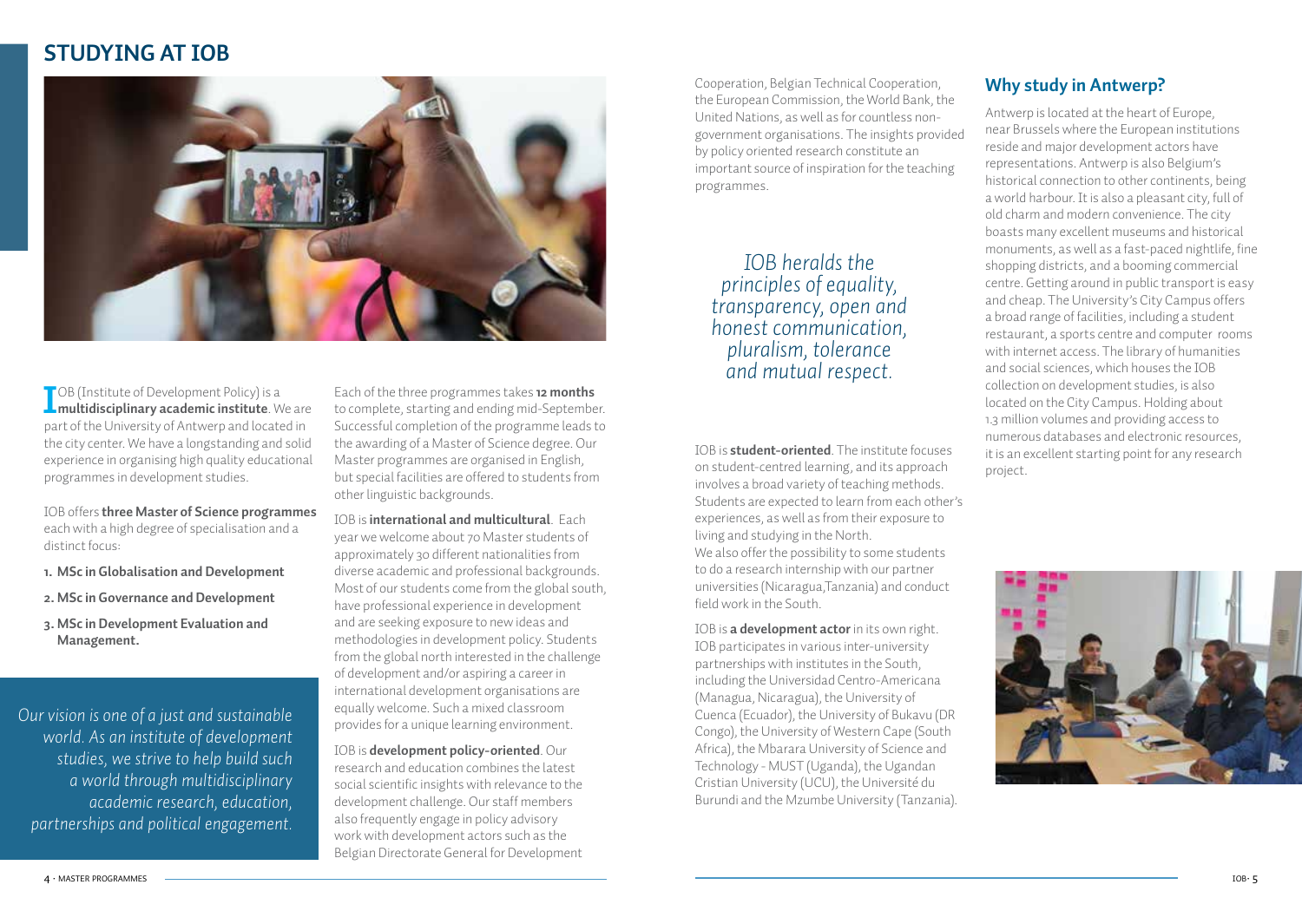# STUDYING AT IOB

IOB (Institute of Development Policy) is a **multidisciplinary academic institute**. We are part of the University of Antwerp and located in the city center. We have a longstanding and solid experience in organising high quality educational programmes in development studies.

IOB offers **three Master of Science programmes** each with a high degree of specialisation and a distinct focus:

1. **MSc in Globalisation and Development**
2. **MSc in Governance and Development**
3. **MSc in Development Evaluation and Management.**

*Our vision is one of a just and sustainable world. As an institute of development studies, we strive to help build such a world through multidisciplinary academic research, education, partnerships and political engagement.*

Each of the three programmes takes **12 months** to complete, starting and ending mid-September. Successful completion of the programme leads to the awarding of a Master of Science degree. Our Master programmes are organised in English, but special facilities are offered to students from other linguistic backgrounds.

IOB is **international and multicultural**. Each year we welcome about 70 Master students of approximately 30 different nationalities from diverse academic and professional backgrounds. Most of our students come from the global south, have professional experience in development and are seeking exposure to new ideas and methodologies in development policy. Students from the global north interested in the challenge of development and/or aspiring a career in international development organisations are equally welcome. Such a mixed classroom provides for a unique learning environment.

IOB is **development policy-oriented**. Our research and education combines the latest social scientific insights with relevance to the development challenge. Our staff members also frequently engage in policy advisory work with development actors such as the Belgian Directorate General for Development Cooperation, Belgian Technical Cooperation, the European Commission, the World Bank, the United Nations, as well as for countless non-government organisations. The insights provided by policy oriented research constitute an important source of inspiration for the teaching programmes.

*IOB heralds the principles of equality, transparency, open and honest communication, pluralism, tolerance and mutual respect.*

IOB is **student-oriented**. The institute focuses on student-centred learning, and its approach involves a broad variety of teaching methods. Students are expected to learn from each other's experiences, as well as from their exposure to living and studying in the North.
We also offer the possibility to some students to do a research internship with our partner universities (Nicaragua,Tanzania) and conduct field work in the South.

IOB is **a development actor** in its own right. IOB participates in various inter-university partnerships with institutes in the South, including the Universidad Centro-Americana (Managua, Nicaragua), the University of Cuenca (Ecuador), the University of Bukavu (DR Congo), the University of Western Cape (South Africa), the Mbarara University of Science and Technology - MUST (Uganda), the Ugandan Cristian University (UCU), the Université du Burundi and the Mzumbe University (Tanzania).

## Why study in Antwerp?

Antwerp is located at the heart of Europe, near Brussels where the European institutions reside and major development actors have representations. Antwerp is also Belgium's historical connection to other continents, being a world harbour. It is also a pleasant city, full of old charm and modern convenience. The city boasts many excellent museums and historical monuments, as well as a fast-paced nightlife, fine shopping districts, and a booming commercial centre. Getting around in public transport is easy and cheap. The University's City Campus offers a broad range of facilities, including a student restaurant, a sports centre and computer rooms with internet access. The library of humanities and social sciences, which houses the IOB collection on development studies, is also located on the City Campus. Holding about 1.3 million volumes and providing access to numerous databases and electronic resources, it is an excellent starting point for any research project.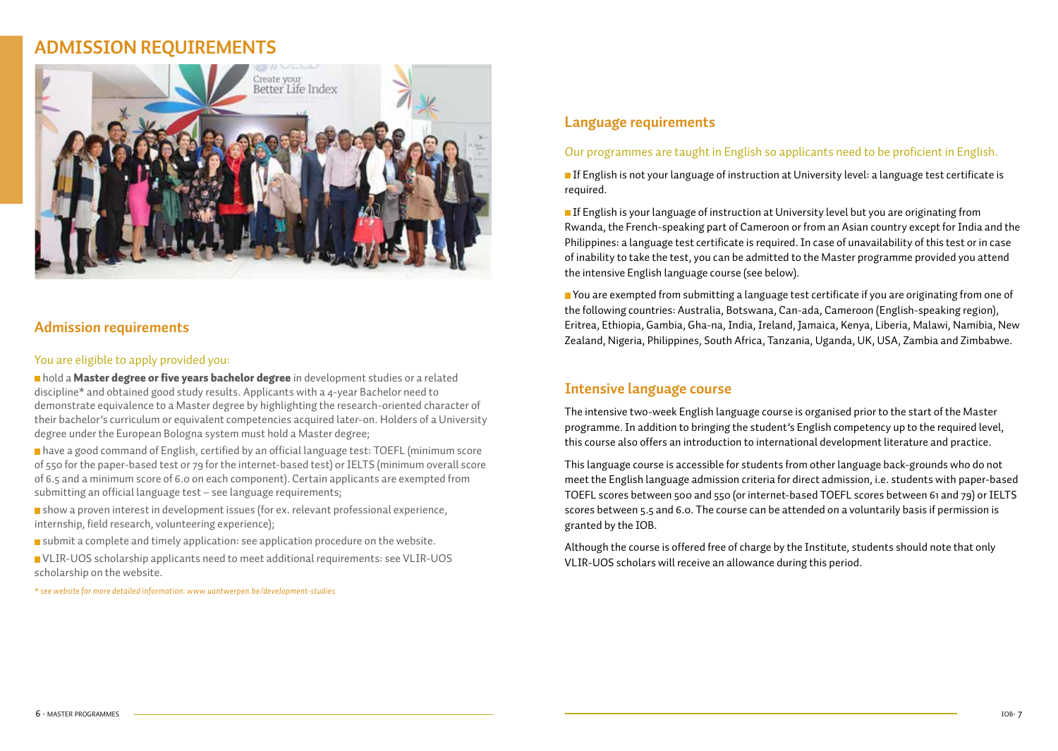# ADMISSION REQUIREMENTS

## Admission requirements

You are eligible to apply provided you:

- hold a **Master degree or five years bachelor degree** in development studies or a related discipline* and obtained good study results. Applicants with a 4-year Bachelor need to demonstrate equivalence to a Master degree by highlighting the research-oriented character of their bachelor's curriculum or equivalent competencies acquired later-on. Holders of a University degree under the European Bologna system must hold a Master degree;
- have a good command of English, certified by an official language test: TOEFL (minimum score of 550 for the paper-based test or 79 for the internet-based test) or IELTS (minimum overall score of 6.5 and a minimum score of 6.0 on each component). Certain applicants are exempted from submitting an official language test – see language requirements;
- show a proven interest in development issues (for ex. relevant professional experience, internship, field research, volunteering experience);
- submit a complete and timely application: see application procedure on the website.
- VLIR-UOS scholarship applicants need to meet additional requirements: see VLIR-UOS scholarship on the website.

*\* see website for more detailed information: www.uantwerpen.be/development-studies*

## Language requirements

Our programmes are taught in English so applicants need to be proficient in English.

- If English is not your language of instruction at University level: a language test certificate is required.
- If English is your language of instruction at University level but you are originating from Rwanda, the French-speaking part of Cameroon or from an Asian country except for India and the Philippines: a language test certificate is required. In case of unavailability of this test or in case of inability to take the test, you can be admitted to the Master programme provided you attend the intensive English language course (see below).
- You are exempted from submitting a language test certificate if you are originating from one of the following countries: Australia, Botswana, Can-ada, Cameroon (English-speaking region), Eritrea, Ethiopia, Gambia, Gha-na, India, Ireland, Jamaica, Kenya, Liberia, Malawi, Namibia, New Zealand, Nigeria, Philippines, South Africa, Tanzania, Uganda, UK, USA, Zambia and Zimbabwe.

## Intensive language course

The intensive two-week English language course is organised prior to the start of the Master programme. In addition to bringing the student's English competency up to the required level, this course also offers an introduction to international development literature and practice.

This language course is accessible for students from other language back-grounds who do not meet the English language admission criteria for direct admission, i.e. students with paper-based TOEFL scores between 500 and 550 (or internet-based TOEFL scores between 61 and 79) or IELTS scores between 5.5 and 6.0. The course can be attended on a voluntarily basis if permission is granted by the IOB.

Although the course is offered free of charge by the Institute, students should note that only VLIR-UOS scholars will receive an allowance during this period.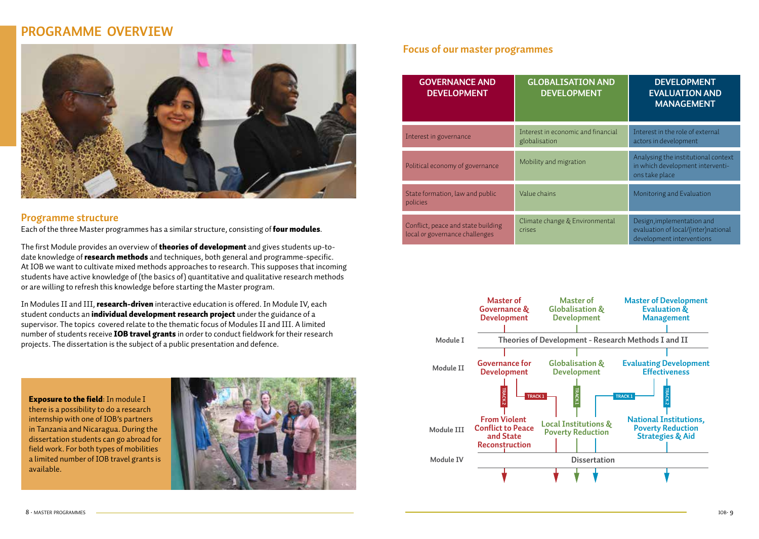# PROGRAMME OVERVIEW

## Programme structure

Each of the three Master programmes has a similar structure, consisting of **four modules**.

The first Module provides an overview of **theories of development** and gives students up-to-date knowledge of **research methods** and techniques, both general and programme-specific. At IOB we want to cultivate mixed methods approaches to research. This supposes that incoming students have active knowledge of (the basics of) quantitative and qualitative research methods or are willing to refresh this knowledge before starting the Master program.

In Modules II and III, **research-driven** interactive education is offered. In Module IV, each student conducts an **individual development research project** under the guidance of a supervisor. The topics covered relate to the thematic focus of Modules II and III. A limited number of students receive **IOB travel grants** in order to conduct fieldwork for their research projects. The dissertation is the subject of a public presentation and defence.

**Exposure to the field**: In module I there is a possibility to do a research internship with one of IOB's partners in Tanzania and Nicaragua. During the dissertation students can go abroad for field work. For both types of mobilities a limited number of IOB travel grants is available.

## Focus of our master programmes

| GOVERNANCE AND DEVELOPMENT | GLOBALISATION AND DEVELOPMENT | DEVELOPMENT EVALUATION AND MANAGEMENT |
|---|---|---|
| Interest in governance | Interest in economic and financial globalisation | Interest in the role of external actors in development |
| Political economy of governance | Mobility and migration | Analysing the institutional context in which development interventions take place |
| State formation, law and public policies | Value chains | Monitoring and Evaluation |
| Conflict, peace and state building local or governance challenges | Climate change & Environmental crises | Design,implementation and evaluation of local/(inter)national development interventions |

| | Master of Governance & Development | Master of Globalisation & Development | Master of Development Evaluation & Management |
|---|---|---|---|
| Module I | Theories of Development - Research Methods I and II | | |
| Module II | Governance for Development | Globalisation & Development | Evaluating Development Effectiveness |
| Module III | From Violent Conflict to Peace and State Reconstruction (Track 2) | Local Institutions & Poverty Reduction (Track 1) | National Institutions, Poverty Reduction Strategies & Aid (Track 2) |
| Module IV | Dissertation | | |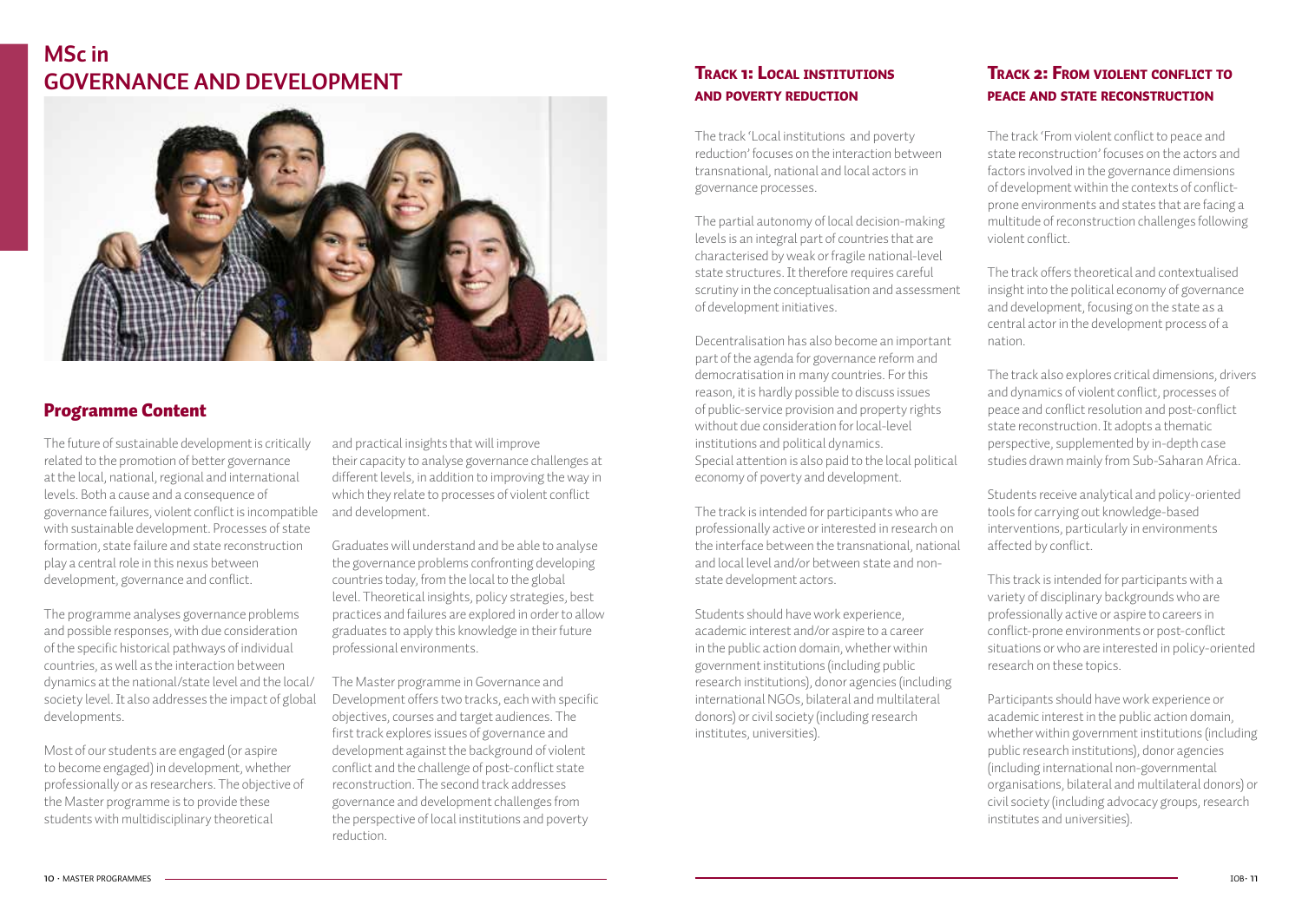# MSc in GOVERNANCE AND DEVELOPMENT

## Programme Content

The future of sustainable development is critically related to the promotion of better governance at the local, national, regional and international levels. Both a cause and a consequence of governance failures, violent conflict is incompatible with sustainable development. Processes of state formation, state failure and state reconstruction play a central role in this nexus between development, governance and conflict.

The programme analyses governance problems and possible responses, with due consideration of the specific historical pathways of individual countries, as well as the interaction between dynamics at the national/state level and the local/society level. It also addresses the impact of global developments.

Most of our students are engaged (or aspire to become engaged) in development, whether professionally or as researchers. The objective of the Master programme is to provide these students with multidisciplinary theoretical and practical insights that will improve their capacity to analyse governance challenges at different levels, in addition to improving the way in which they relate to processes of violent conflict and development.

Graduates will understand and be able to analyse the governance problems confronting developing countries today, from the local to the global level. Theoretical insights, policy strategies, best practices and failures are explored in order to allow graduates to apply this knowledge in their future professional environments.

The Master programme in Governance and Development offers two tracks, each with specific objectives, courses and target audiences. The first track explores issues of governance and development against the background of violent conflict and the challenge of post-conflict state reconstruction. The second track addresses governance and development challenges from the perspective of local institutions and poverty reduction.

## Track 1: Local institutions and poverty reduction

The track 'Local institutions and poverty reduction' focuses on the interaction between transnational, national and local actors in governance processes.

The partial autonomy of local decision-making levels is an integral part of countries that are characterised by weak or fragile national-level state structures. It therefore requires careful scrutiny in the conceptualisation and assessment of development initiatives.

Decentralisation has also become an important part of the agenda for governance reform and democratisation in many countries. For this reason, it is hardly possible to discuss issues of public-service provision and property rights without due consideration for local-level institutions and political dynamics. Special attention is also paid to the local political economy of poverty and development.

The track is intended for participants who are professionally active or interested in research on the interface between the transnational, national and local level and/or between state and non-state development actors.

Students should have work experience, academic interest and/or aspire to a career in the public action domain, whether within government institutions (including public research institutions), donor agencies (including international NGOs, bilateral and multilateral donors) or civil society (including research institutes, universities).

## Track 2: From violent conflict to peace and state reconstruction

The track 'From violent conflict to peace and state reconstruction' focuses on the actors and factors involved in the governance dimensions of development within the contexts of conflict-prone environments and states that are facing a multitude of reconstruction challenges following violent conflict.

The track offers theoretical and contextualised insight into the political economy of governance and development, focusing on the state as a central actor in the development process of a nation.

The track also explores critical dimensions, drivers and dynamics of violent conflict, processes of peace and conflict resolution and post-conflict state reconstruction. It adopts a thematic perspective, supplemented by in-depth case studies drawn mainly from Sub-Saharan Africa.

Students receive analytical and policy-oriented tools for carrying out knowledge-based interventions, particularly in environments affected by conflict.

This track is intended for participants with a variety of disciplinary backgrounds who are professionally active or aspire to careers in conflict-prone environments or post-conflict situations or who are interested in policy-oriented research on these topics.

Participants should have work experience or academic interest in the public action domain, whether within government institutions (including public research institutions), donor agencies (including international non-governmental organisations, bilateral and multilateral donors) or civil society (including advocacy groups, research institutes and universities).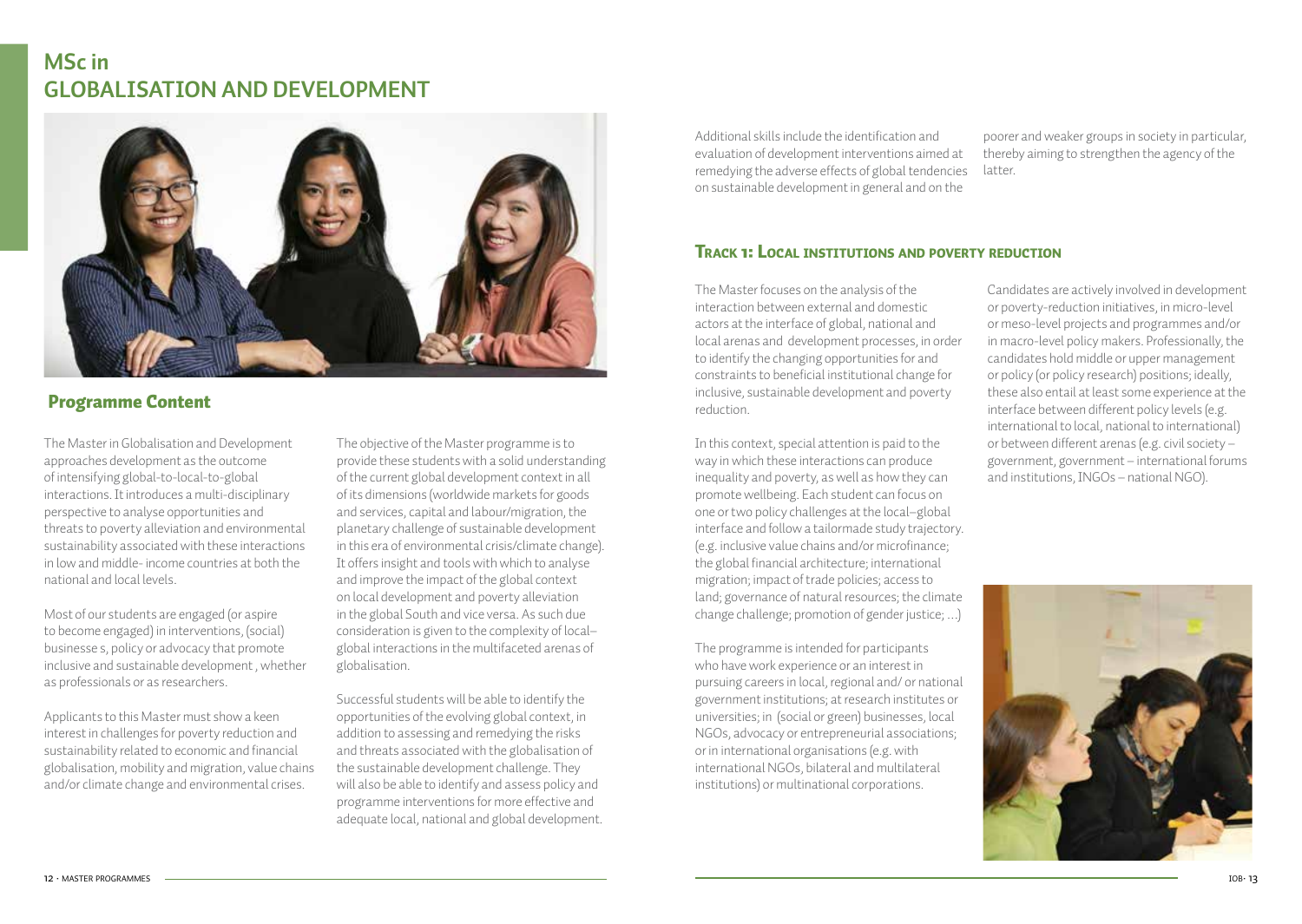# MSc in GLOBALISATION AND DEVELOPMENT

## Programme Content

The Master in Globalisation and Development approaches development as the outcome of intensifying global-to-local-to-global interactions. It introduces a multi-disciplinary perspective to analyse opportunities and threats to poverty alleviation and environmental sustainability associated with these interactions in low and middle- income countries at both the national and local levels.

Most of our students are engaged (or aspire to become engaged) in interventions, (social) businesse s, policy or advocacy that promote inclusive and sustainable development , whether as professionals or as researchers.

Applicants to this Master must show a keen interest in challenges for poverty reduction and sustainability related to economic and financial globalisation, mobility and migration, value chains and/or climate change and environmental crises.

The objective of the Master programme is to provide these students with a solid understanding of the current global development context in all of its dimensions (worldwide markets for goods and services, capital and labour/migration, the planetary challenge of sustainable development in this era of environmental crisis/climate change). It offers insight and tools with which to analyse and improve the impact of the global context on local development and poverty alleviation in the global South and vice versa. As such due consideration is given to the complexity of local–global interactions in the multifaceted arenas of globalisation.

Successful students will be able to identify the opportunities of the evolving global context, in addition to assessing and remedying the risks and threats associated with the globalisation of the sustainable development challenge. They will also be able to identify and assess policy and programme interventions for more effective and adequate local, national and global development. Additional skills include the identification and evaluation of development interventions aimed at remedying the adverse effects of global tendencies on sustainable development in general and on the poorer and weaker groups in society in particular, thereby aiming to strengthen the agency of the latter.

### Track 1: Local institutions and poverty reduction

The Master focuses on the analysis of the interaction between external and domestic actors at the interface of global, national and local arenas and development processes, in order to identify the changing opportunities for and constraints to beneficial institutional change for inclusive, sustainable development and poverty reduction.

In this context, special attention is paid to the way in which these interactions can produce inequality and poverty, as well as how they can promote wellbeing. Each student can focus on one or two policy challenges at the local–global interface and follow a tailormade study trajectory. (e.g. inclusive value chains and/or microfinance; the global financial architecture; international migration; impact of trade policies; access to land; governance of natural resources; the climate change challenge; promotion of gender justice; ...)

The programme is intended for participants who have work experience or an interest in pursuing careers in local, regional and/ or national government institutions; at research institutes or universities; in (social or green) businesses, local NGOs, advocacy or entrepreneurial associations; or in international organisations (e.g. with international NGOs, bilateral and multilateral institutions) or multinational corporations.

Candidates are actively involved in development or poverty-reduction initiatives, in micro-level or meso-level projects and programmes and/or in macro-level policy makers. Professionally, the candidates hold middle or upper management or policy (or policy research) positions; ideally, these also entail at least some experience at the interface between different policy levels (e.g. international to local, national to international) or between different arenas (e.g. civil society – government, government – international forums and institutions, INGOs – national NGO).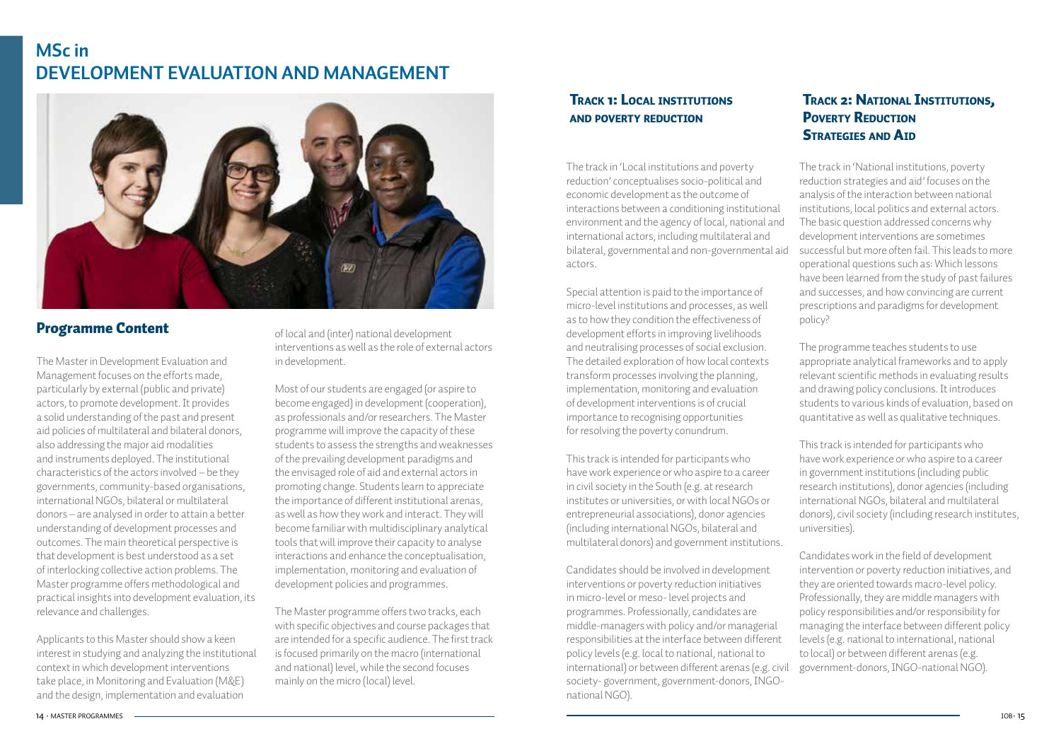# MSc in DEVELOPMENT EVALUATION AND MANAGEMENT

## Programme Content

The Master in Development Evaluation and Management focuses on the efforts made, particularly by external (public and private) actors, to promote development. It provides a solid understanding of the past and present aid policies of multilateral and bilateral donors, also addressing the major aid modalities and instruments deployed. The institutional characteristics of the actors involved – be they governments, community-based organisations, international NGOs, bilateral or multilateral donors – are analysed in order to attain a better understanding of development processes and outcomes. The main theoretical perspective is that development is best understood as a set of interlocking collective action problems. The Master programme offers methodological and practical insights into development evaluation, its relevance and challenges.

Applicants to this Master should show a keen interest in studying and analyzing the institutional context in which development interventions take place, in Monitoring and Evaluation (M&E) and the design, implementation and evaluation of local and (inter) national development interventions as well as the role of external actors in development.

Most of our students are engaged (or aspire to become engaged) in development (cooperation), as professionals and/or researchers. The Master programme will improve the capacity of these students to assess the strengths and weaknesses of the prevailing development paradigms and the envisaged role of aid and external actors in promoting change. Students learn to appreciate the importance of different institutional arenas, as well as how they work and interact. They will become familiar with multidisciplinary analytical tools that will improve their capacity to analyse interactions and enhance the conceptualisation, implementation, monitoring and evaluation of development policies and programmes.

The Master programme offers two tracks, each with specific objectives and course packages that are intended for a specific audience. The first track is focused primarily on the macro (international and national) level, while the second focuses mainly on the micro (local) level.

### Track 1: Local institutions and poverty reduction

The track in 'Local institutions and poverty reduction' conceptualises socio-political and economic development as the outcome of interactions between a conditioning institutional environment and the agency of local, national and international actors, including multilateral and bilateral, governmental and non-governmental aid actors.

Special attention is paid to the importance of micro-level institutions and processes, as well as to how they condition the effectiveness of development efforts in improving livelihoods and neutralising processes of social exclusion. The detailed exploration of how local contexts transform processes involving the planning, implementation, monitoring and evaluation of development interventions is of crucial importance to recognising opportunities for resolving the poverty conundrum.

This track is intended for participants who have work experience or who aspire to a career in civil society in the South (e.g. at research institutes or universities, or with local NGOs or entrepreneurial associations), donor agencies (including international NGOs, bilateral and multilateral donors) and government institutions.

Candidates should be involved in development interventions or poverty reduction initiatives in micro-level or meso- level projects and programmes. Professionally, candidates are middle-managers with policy and/or managerial responsibilities at the interface between different policy levels (e.g. local to national, national to international) or between different arenas (e.g. civil society- government, government-donors, INGO-national NGO).

### Track 2: National Institutions, Poverty Reduction Strategies and Aid

The track in 'National institutions, poverty reduction strategies and aid' focuses on the analysis of the interaction between national institutions, local politics and external actors. The basic question addressed concerns why development interventions are sometimes successful but more often fail. This leads to more operational questions such as: Which lessons have been learned from the study of past failures and successes, and how convincing are current prescriptions and paradigms for development policy?

The programme teaches students to use appropriate analytical frameworks and to apply relevant scientific methods in evaluating results and drawing policy conclusions. It introduces students to various kinds of evaluation, based on quantitative as well as qualitative techniques.

This track is intended for participants who have work experience or who aspire to a career in government institutions (including public research institutions), donor agencies (including international NGOs, bilateral and multilateral donors), civil society (including research institutes, universities).

Candidates work in the field of development intervention or poverty reduction initiatives, and they are oriented towards macro-level policy. Professionally, they are middle managers with policy responsibilities and/or responsibility for managing the interface between different policy levels (e.g. national to international, national to local) or between different arenas (e.g. government-donors, INGO-national NGO).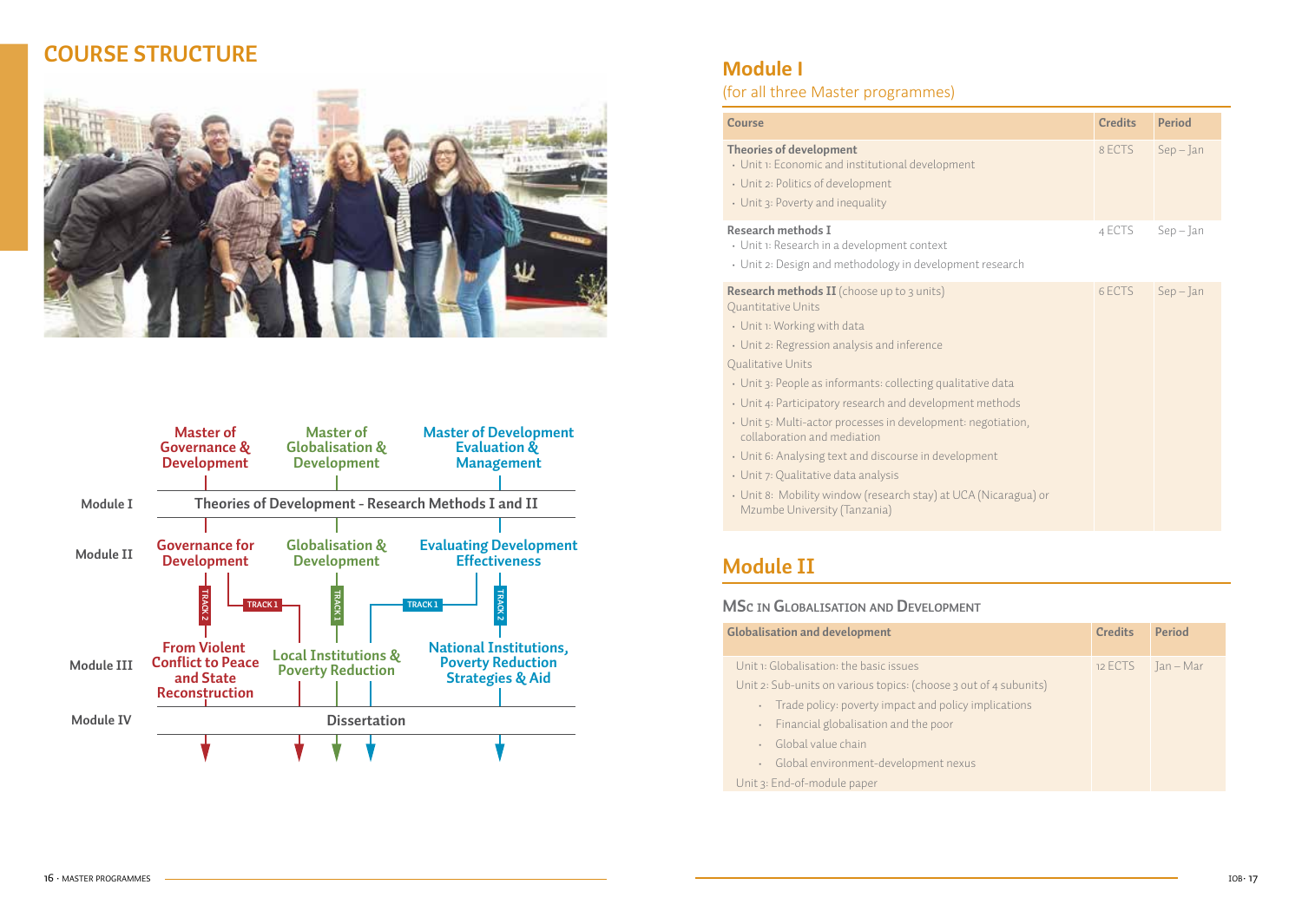# COURSE STRUCTURE

| | Master of Governance & Development | Master of Globalisation & Development | Master of Development Evaluation & Management |
|---|---|---|---|
| Module I | Theories of Development - Research Methods I and II | | |
| Module II | Governance for Development | Globalisation & Development | Evaluating Development Effectiveness |
| Module III | From Violent Conflict to Peace and State Reconstruction | Local Institutions & Poverty Reduction | National Institutions, Poverty Reduction Strategies & Aid |
| Module IV | Dissertation | | |

TRACK 2 · TRACK 1 · TRACK 1 · TRACK 1 · TRACK 2

## Module I

(for all three Master programmes)

| Course | Credits | Period |
|---|---|---|
| **Theories of development**<br>· Unit 1: Economic and institutional development<br>· Unit 2: Politics of development<br>· Unit 3: Poverty and inequality | 8 ECTS | Sep – Jan |
| **Research methods I**<br>· Unit 1: Research in a development context<br>· Unit 2: Design and methodology in development research | 4 ECTS | Sep – Jan |
| **Research methods II** (choose up to 3 units)<br>Quantitative Units<br>· Unit 1: Working with data<br>· Unit 2: Regression analysis and inference<br>Qualitative Units<br>· Unit 3: People as informants: collecting qualitative data<br>· Unit 4: Participatory research and development methods<br>· Unit 5: Multi-actor processes in development: negotiation, collaboration and mediation<br>· Unit 6: Analysing text and discourse in development<br>· Unit 7: Qualitative data analysis<br>· Unit 8: Mobility window (research stay) at UCA (Nicaragua) or Mzumbe University (Tanzania) | 6 ECTS | Sep – Jan |

## Module II

### MSc in Globalisation and Development

| Globalisation and development | Credits | Period |
|---|---|---|
| Unit 1: Globalisation: the basic issues<br>Unit 2: Sub-units on various topics: (choose 3 out of 4 subunits)<br>· Trade policy: poverty impact and policy implications<br>· Financial globalisation and the poor<br>· Global value chain<br>· Global environment-development nexus<br>Unit 3: End-of-module paper | 12 ECTS | Jan – Mar |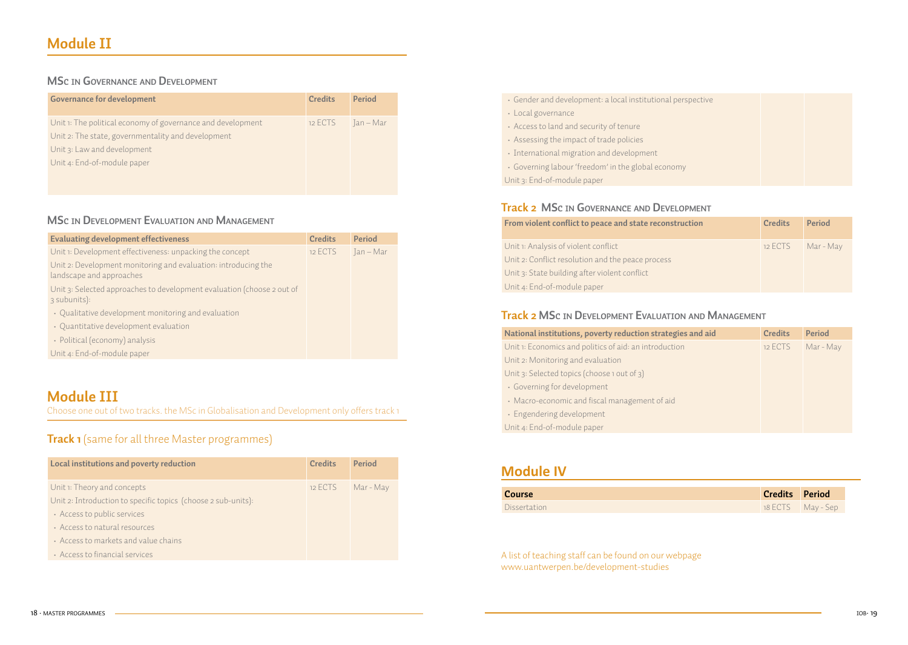# Module II

## MSc in Governance and Development

| Governance for development | Credits | Period |
| --- | --- | --- |
| Unit 1: The political economy of governance and development | 12 ECTS | Jan – Mar |
| Unit 2: The state, governmentality and development | | |
| Unit 3: Law and development | | |
| Unit 4: End-of-module paper | | |

## MSc in Development Evaluation and Management

| Evaluating development effectiveness | Credits | Period |
| --- | --- | --- |
| Unit 1: Development effectiveness: unpacking the concept | 12 ECTS | Jan – Mar |
| Unit 2: Development monitoring and evaluation: introducing the landscape and approaches | | |
| Unit 3: Selected approaches to development evaluation (choose 2 out of 3 subunits): | | |
| • Qualitative development monitoring and evaluation | | |
| • Quantitative development evaluation | | |
| • Political (economy) analysis | | |
| Unit 4: End-of-module paper | | |

# Module III

Choose one out of two tracks. the MSc in Globalisation and Development only offers track 1

## **Track 1** (same for all three Master programmes)

| Local institutions and poverty reduction | Credits | Period |
| --- | --- | --- |
| Unit 1: Theory and concepts | 12 ECTS | Mar - May |
| Unit 2: Introduction to specific topics (choose 2 sub-units): | | |
| • Access to public services | | |
| • Access to natural resources | | |
| • Access to markets and value chains | | |
| • Access to financial services | | |
| • Gender and development: a local institutional perspective | | |
| • Local governance | | |
| • Access to land and security of tenure | | |
| • Assessing the impact of trade policies | | |
| • International migration and development | | |
| • Governing labour 'freedom' in the global economy | | |
| Unit 3: End-of-module paper | | |

## Track 2 MSc in Governance and Development

| From violent conflict to peace and state reconstruction | Credits | Period |
| --- | --- | --- |
| Unit 1: Analysis of violent conflict | 12 ECTS | Mar - May |
| Unit 2: Conflict resolution and the peace process | | |
| Unit 3: State building after violent conflict | | |
| Unit 4: End-of-module paper | | |

## Track 2 MSc in Development Evaluation and Management

| National institutions, poverty reduction strategies and aid | Credits | Period |
| --- | --- | --- |
| Unit 1: Economics and politics of aid: an introduction | 12 ECTS | Mar - May |
| Unit 2: Monitoring and evaluation | | |
| Unit 3: Selected topics (choose 1 out of 3) | | |
| • Governing for development | | |
| • Macro-economic and fiscal management of aid | | |
| • Engendering development | | |
| Unit 4: End-of-module paper | | |

# Module IV

| Course | Credits | Period |
| --- | --- | --- |
| Dissertation | 18 ECTS | May - Sep |

A list of teaching staff can be found on our webpage www.uantwerpen.be/development-studies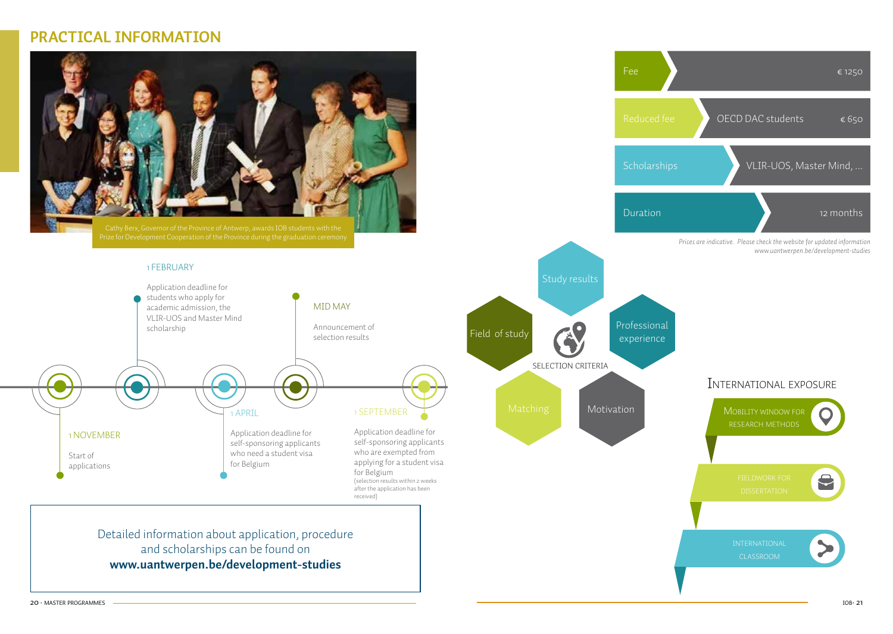# PRACTICAL INFORMATION

Cathy Berx, Governor of the Province of Antwerp, awards IOB students with the Prize for Development Cooperation of the Province during the graduation ceremony

**1 NOVEMBER**
Start of applications

**1 FEBRUARY**
Application deadline for students who apply for academic admission, the VLIR-UOS and Master Mind scholarship

**1 APRIL**
Application deadline for self-sponsoring applicants who need a student visa for Belgium

**MID MAY**
Announcement of selection results

**1 SEPTEMBER**
Application deadline for self-sponsoring applicants who are exempted from applying for a student visa for Belgium
(selection results within 2 weeks after the application has been received)

Detailed information about application, procedure and scholarships can be found on **www.uantwerpen.be/development-studies**

| | | |
|---|---|---|
| Fee | | € 1250 |
| Reduced fee | OECD DAC students | € 650 |
| Scholarships | VLIR-UOS, Master Mind, ... | |
| Duration | | 12 months |

*Prices are indicative. Please check the website for updated information www.uantwerpen.be/development-studies*

## SELECTION CRITERIA

- Study results
- Field of study
- Professional experience
- Matching
- Motivation

## INTERNATIONAL EXPOSURE

- MOBILITY WINDOW FOR RESEARCH METHODS
- FIELDWORK FOR DISSERTATION
- INTERNATIONAL CLASSROOM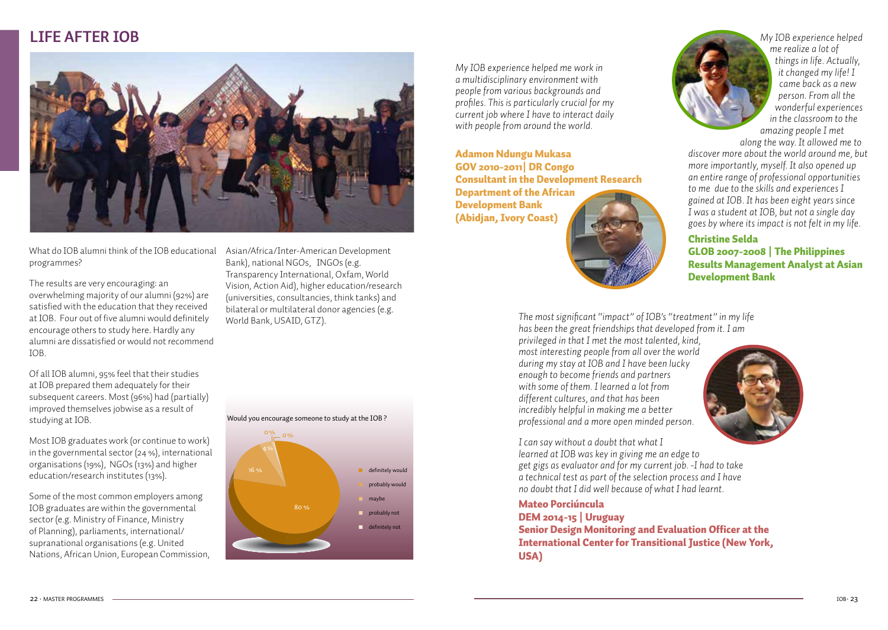# LIFE AFTER IOB

What do IOB alumni think of the IOB educational programmes?

The results are very encouraging: an overwhelming majority of our alumni (92%) are satisfied with the education that they received at IOB. Four out of five alumni would definitely encourage others to study here. Hardly any alumni are dissatisfied or would not recommend IOB.

Of all IOB alumni, 95% feel that their studies at IOB prepared them adequately for their subsequent careers. Most (96%) had (partially) improved themselves jobwise as a result of studying at IOB.

Most IOB graduates work (or continue to work) in the governmental sector (24 %), international organisations (19%), NGOs (13%) and higher education/research institutes (13%).

Some of the most common employers among IOB graduates are within the governmental sector (e.g. Ministry of Finance, Ministry of Planning), parliaments, international/supranational organisations (e.g. United Nations, African Union, European Commission, Asian/Africa/Inter-American Development Bank), national NGOs, INGOs (e.g. Transparency International, Oxfam, World Vision, Action Aid), higher education/research (universities, consultancies, think tanks) and bilateral or multilateral donor agencies (e.g. World Bank, USAID, GTZ).

Would you encourage someone to study at the IOB ?

| Response | % |
| --- | --- |
| definitely would | 80 % |
| probably would | 16 % |
| maybe | 4 % |
| probably not | 0 % |
| definitely not | 0 % |

*My IOB experience helped me work in a multidisciplinary environment with people from various backgrounds and profiles. This is particularly crucial for my current job where I have to interact daily with people from around the world.*

**Adamon Ndungu Mukasa**
**GOV 2010-2011| DR Congo**
**Consultant in the Development Research Department of the African Development Bank (Abidjan, Ivory Coast)**

*My IOB experience helped me realize a lot of things in life. Actually, it changed my life! I came back as a new person. From all the wonderful experiences in the classroom to the amazing people I met along the way. It allowed me to discover more about the world around me, but more importantly, myself. It also opened up an entire range of professional opportunities to me due to the skills and experiences I gained at IOB. It has been eight years since I was a student at IOB, but not a single day goes by where its impact is not felt in my life.*

**Christine Selda**
**GLOB 2007-2008 | The Philippines**
**Results Management Analyst at Asian Development Bank**

*The most significant "impact" of IOB's "treatment" in my life has been the great friendships that developed from it. I am privileged in that I met the most talented, kind, most interesting people from all over the world during my stay at IOB and I have been lucky enough to become friends and partners with some of them. I learned a lot from different cultures, and that has been incredibly helpful in making me a better professional and a more open minded person.*

*I can say without a doubt that what I learned at IOB was key in giving me an edge to get gigs as evaluator and for my current job. -I had to take a technical test as part of the selection process and I have no doubt that I did well because of what I had learnt.*

**Mateo Porciúncula**
**DEM 2014-15 | Uruguay**
**Senior Design Monitoring and Evaluation Officer at the International Center for Transitional Justice (New York, USA)**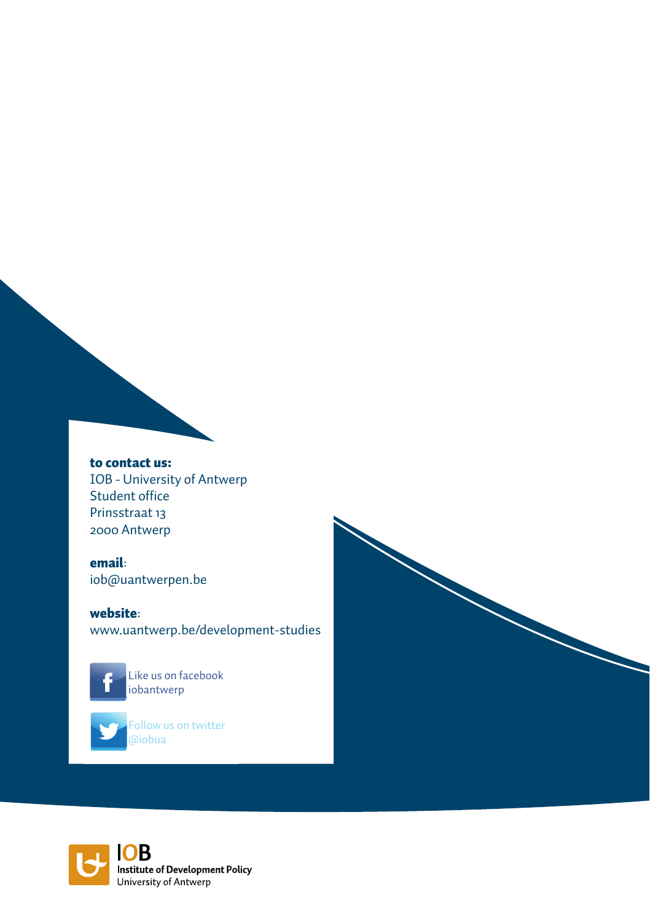**to contact us:**
IOB - University of Antwerp
Student office
Prinsstraat 13
2000 Antwerp

**email**:
iob@uantwerpen.be

**website**:
www.uantwerp.be/development-studies

Like us on facebook
iobantwerp

Follow us on twitter
@iobua

IOB
Institute of Development Policy
University of Antwerp